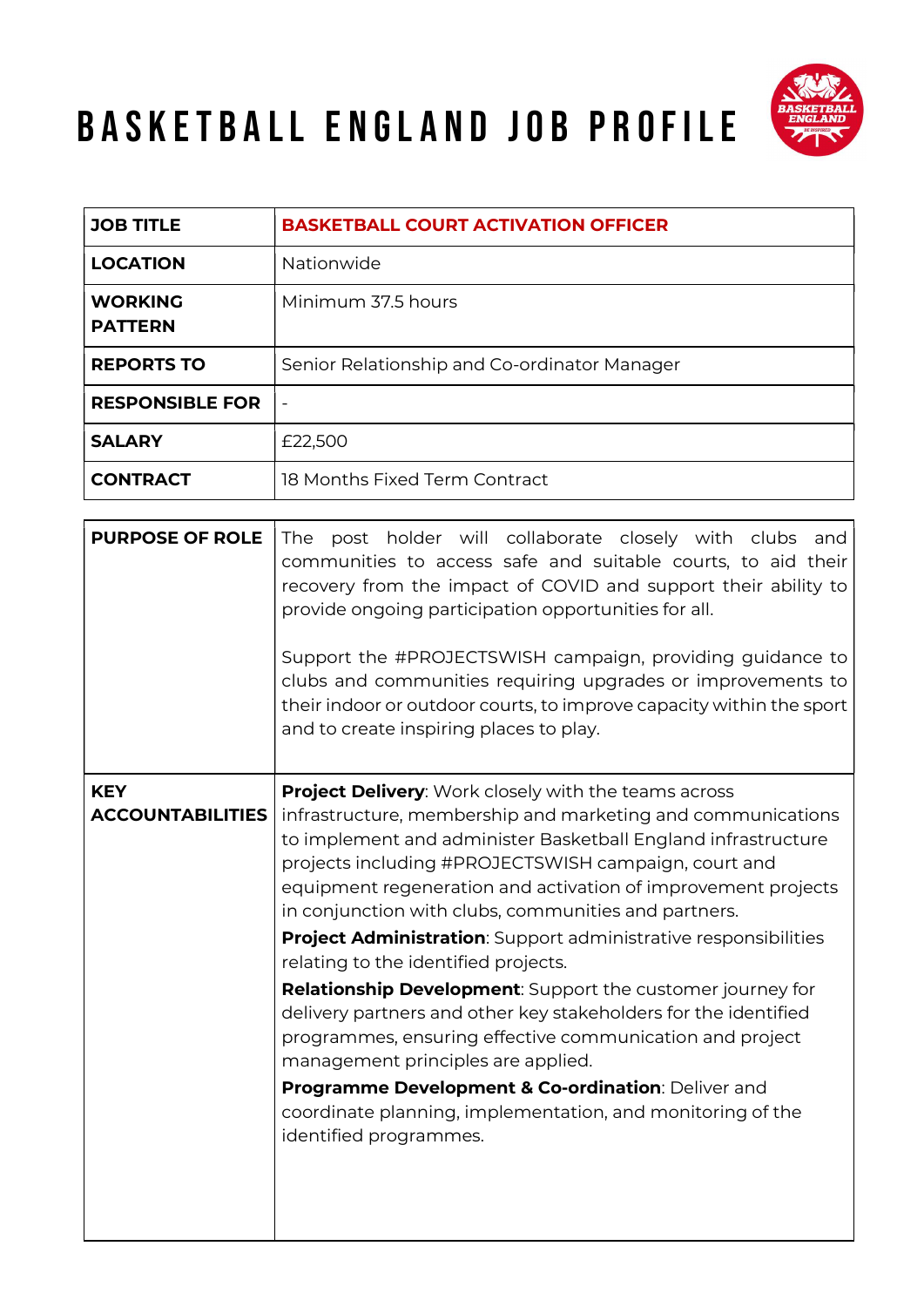# BASKETBALL ENGLAND JOB PROFILE

| | |
|---|---|
| **JOB TITLE** | **BASKETBALL COURT ACTIVATION OFFICER** |
| **LOCATION** | Nationwide |
| **WORKING PATTERN** | Minimum 37.5 hours |
| **REPORTS TO** | Senior Relationship and Co-ordinator Manager |
| **RESPONSIBLE FOR** | - |
| **SALARY** | £22,500 |
| **CONTRACT** | 18 Months Fixed Term Contract |

| | |
|---|---|
| **PURPOSE OF ROLE** | The post holder will collaborate closely with clubs and communities to access safe and suitable courts, to aid their recovery from the impact of COVID and support their ability to provide ongoing participation opportunities for all.<br><br>Support the #PROJECTSWISH campaign, providing guidance to clubs and communities requiring upgrades or improvements to their indoor or outdoor courts, to improve capacity within the sport and to create inspiring places to play. |
| **KEY ACCOUNTABILITIES** | **Project Delivery**: Work closely with the teams across infrastructure, membership and marketing and communications to implement and administer Basketball England infrastructure projects including #PROJECTSWISH campaign, court and equipment regeneration and activation of improvement projects in conjunction with clubs, communities and partners.<br>**Project Administration**: Support administrative responsibilities relating to the identified projects.<br>**Relationship Development**: Support the customer journey for delivery partners and other key stakeholders for the identified programmes, ensuring effective communication and project management principles are applied.<br>**Programme Development & Co-ordination**: Deliver and coordinate planning, implementation, and monitoring of the identified programmes. |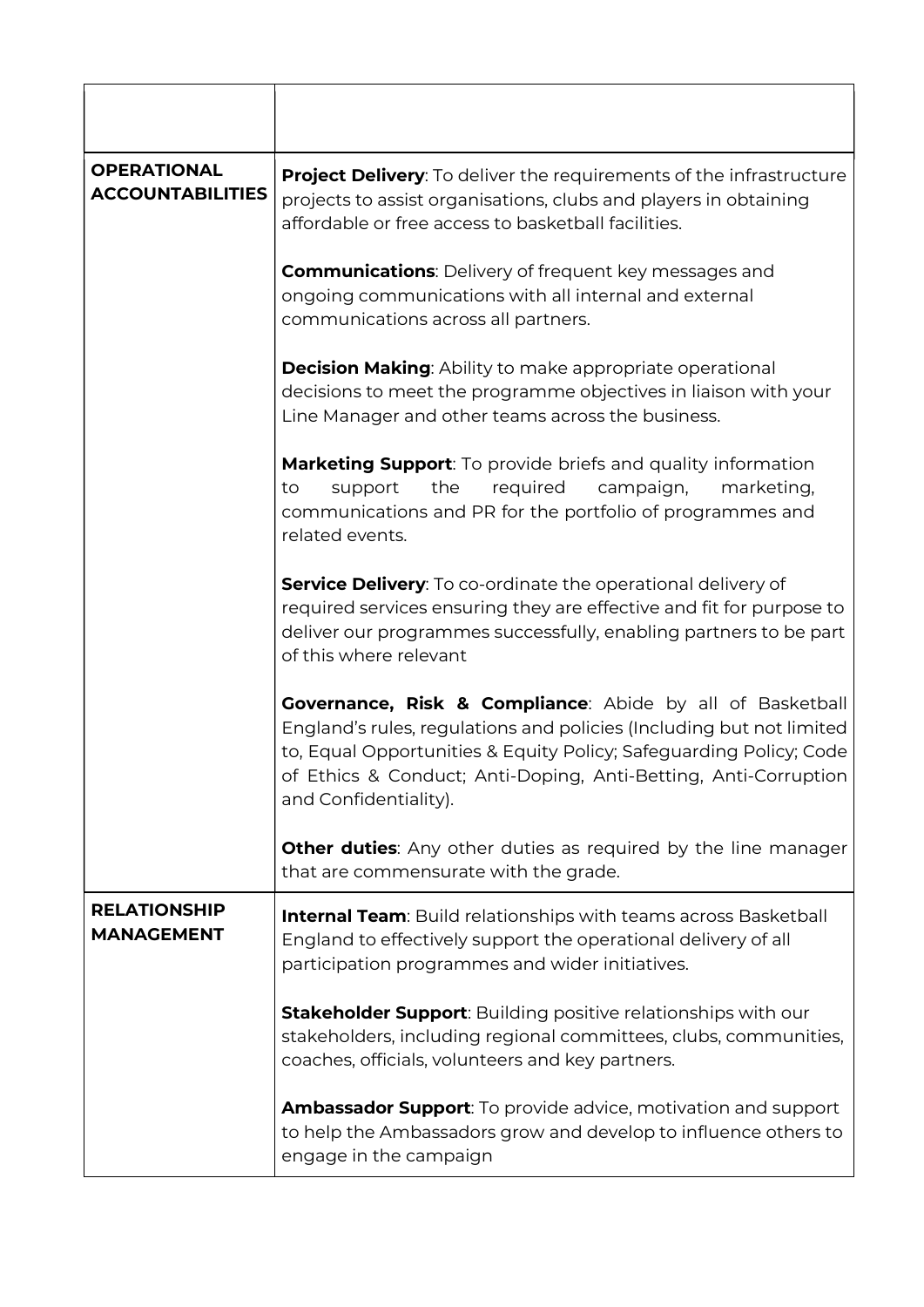| | |
|---|---|
| **OPERATIONAL ACCOUNTABILITIES** | **Project Delivery**: To deliver the requirements of the infrastructure projects to assist organisations, clubs and players in obtaining affordable or free access to basketball facilities.<br><br>**Communications**: Delivery of frequent key messages and ongoing communications with all internal and external communications across all partners.<br><br>**Decision Making**: Ability to make appropriate operational decisions to meet the programme objectives in liaison with your Line Manager and other teams across the business.<br><br>**Marketing Support**: To provide briefs and quality information to support the required campaign, marketing, communications and PR for the portfolio of programmes and related events.<br><br>**Service Delivery**: To co-ordinate the operational delivery of required services ensuring they are effective and fit for purpose to deliver our programmes successfully, enabling partners to be part of this where relevant<br><br>**Governance, Risk & Compliance**: Abide by all of Basketball England's rules, regulations and policies (Including but not limited to, Equal Opportunities & Equity Policy; Safeguarding Policy; Code of Ethics & Conduct; Anti-Doping, Anti-Betting, Anti-Corruption and Confidentiality).<br><br>**Other duties**: Any other duties as required by the line manager that are commensurate with the grade. |
| **RELATIONSHIP MANAGEMENT** | **Internal Team**: Build relationships with teams across Basketball England to effectively support the operational delivery of all participation programmes and wider initiatives.<br><br>**Stakeholder Support**: Building positive relationships with our stakeholders, including regional committees, clubs, communities, coaches, officials, volunteers and key partners.<br><br>**Ambassador Support**: To provide advice, motivation and support to help the Ambassadors grow and develop to influence others to engage in the campaign |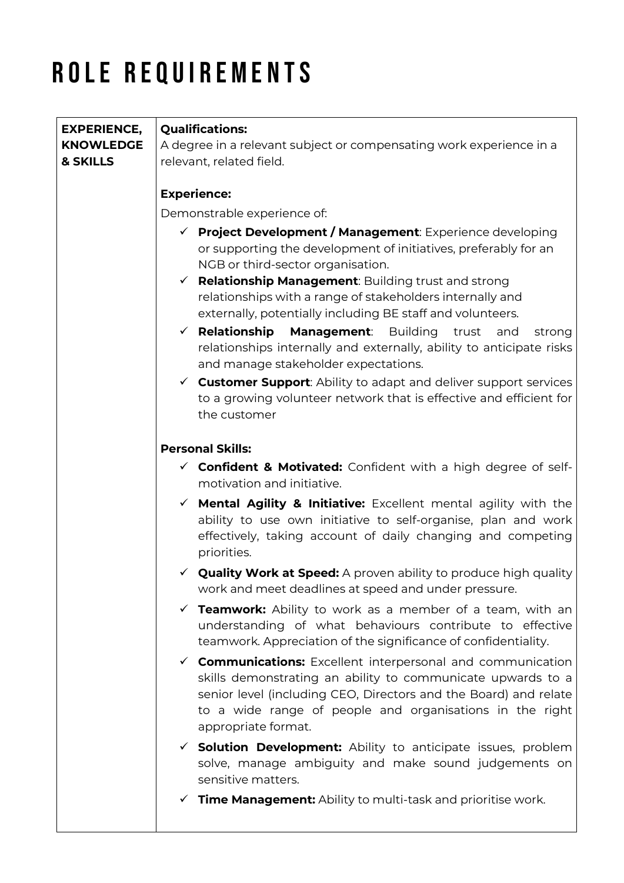# ROLE REQUIREMENTS

| | |
|---|---|
| **EXPERIENCE, KNOWLEDGE & SKILLS** | **Qualifications:**<br>A degree in a relevant subject or compensating work experience in a relevant, related field.<br><br>**Experience:**<br>Demonstrable experience of:<br>✓ **Project Development / Management**: Experience developing or supporting the development of initiatives, preferably for an NGB or third-sector organisation.<br>✓ **Relationship Management**: Building trust and strong relationships with a range of stakeholders internally and externally, potentially including BE staff and volunteers.<br>✓ **Relationship Management**: Building trust and strong relationships internally and externally, ability to anticipate risks and manage stakeholder expectations.<br>✓ **Customer Support**: Ability to adapt and deliver support services to a growing volunteer network that is effective and efficient for the customer<br><br>**Personal Skills:**<br>✓ **Confident & Motivated:** Confident with a high degree of self-motivation and initiative.<br>✓ **Mental Agility & Initiative:** Excellent mental agility with the ability to use own initiative to self-organise, plan and work effectively, taking account of daily changing and competing priorities.<br>✓ **Quality Work at Speed:** A proven ability to produce high quality work and meet deadlines at speed and under pressure.<br>✓ **Teamwork:** Ability to work as a member of a team, with an understanding of what behaviours contribute to effective teamwork. Appreciation of the significance of confidentiality.<br>✓ **Communications:** Excellent interpersonal and communication skills demonstrating an ability to communicate upwards to a senior level (including CEO, Directors and the Board) and relate to a wide range of people and organisations in the right appropriate format.<br>✓ **Solution Development:** Ability to anticipate issues, problem solve, manage ambiguity and make sound judgements on sensitive matters.<br>✓ **Time Management:** Ability to multi-task and prioritise work. |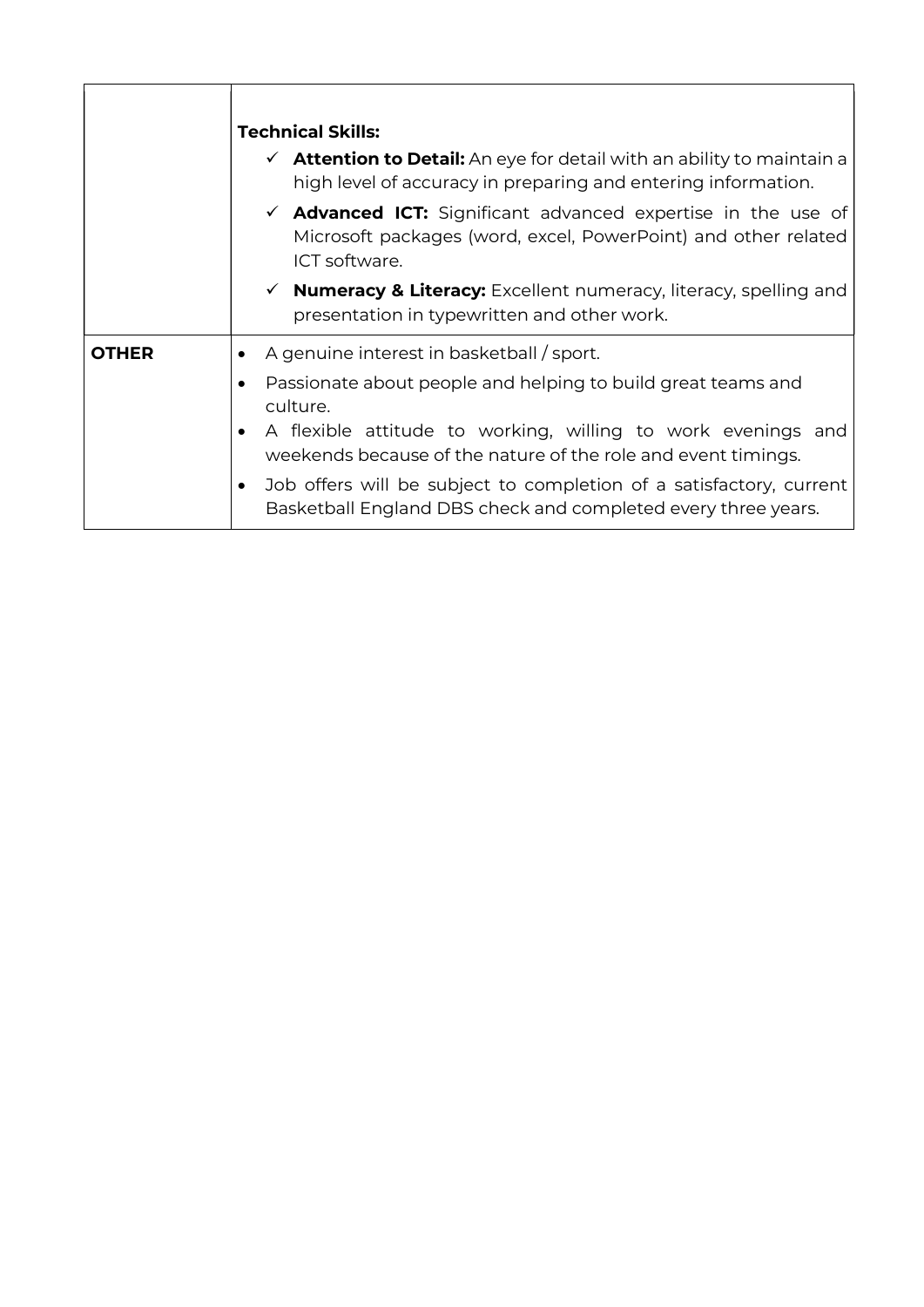| | |
|---|---|
| | **Technical Skills:**<br>✓ **Attention to Detail:** An eye for detail with an ability to maintain a high level of accuracy in preparing and entering information.<br>✓ **Advanced ICT:** Significant advanced expertise in the use of Microsoft packages (word, excel, PowerPoint) and other related ICT software.<br>✓ **Numeracy & Literacy:** Excellent numeracy, literacy, spelling and presentation in typewritten and other work. |
| **OTHER** | • A genuine interest in basketball / sport.<br>• Passionate about people and helping to build great teams and culture.<br>• A flexible attitude to working, willing to work evenings and weekends because of the nature of the role and event timings.<br>• Job offers will be subject to completion of a satisfactory, current Basketball England DBS check and completed every three years. |